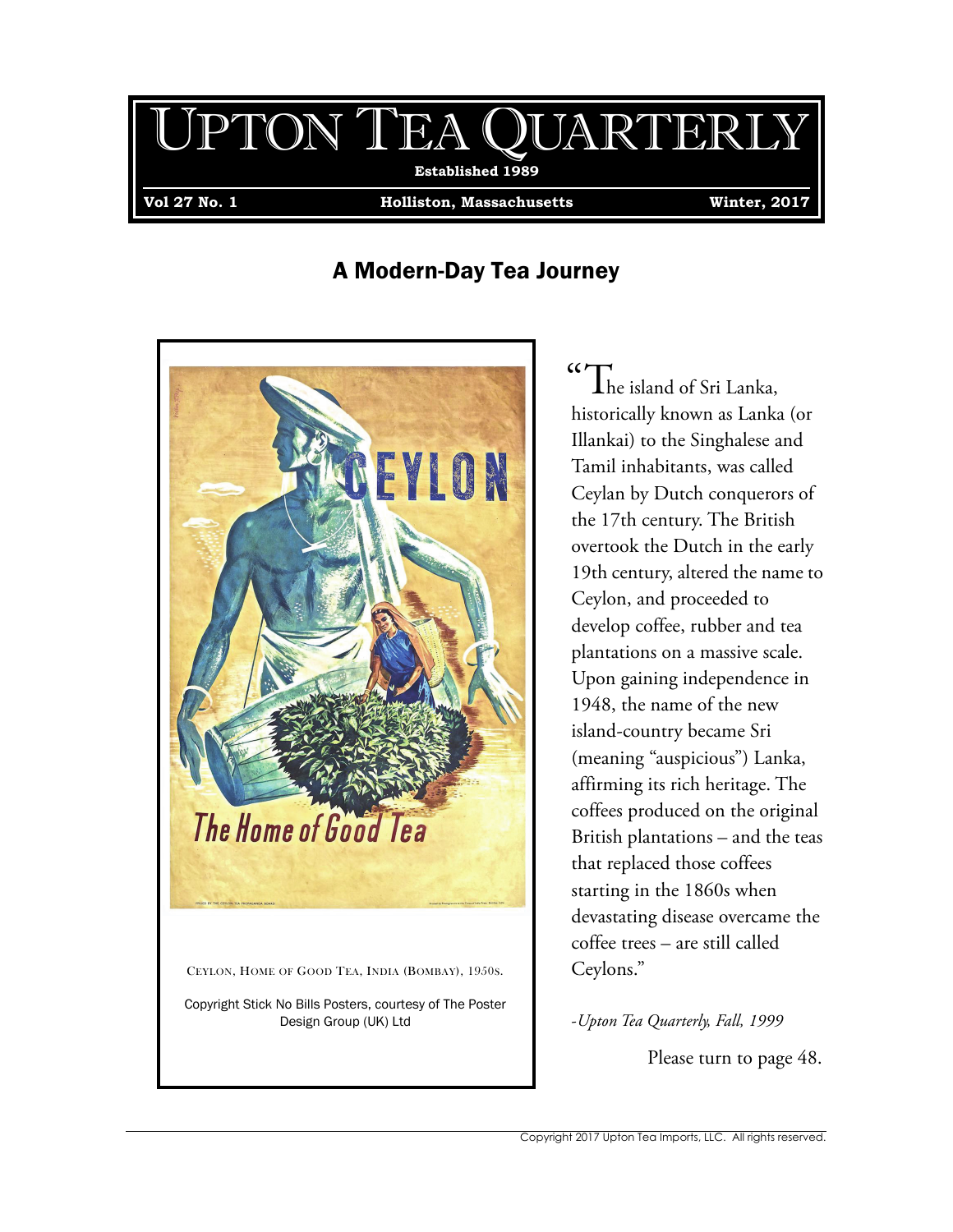# Upton Tea Quarterly

**Established 1989**

**Vol 27 No. 1** | **Holliston, Massachusetts** | **Winter, 2017**

## A Modern-Day Tea Journey

Ceylon, Home of Good Tea, India (Bombay), 1950s.

Copyright Stick No Bills Posters, courtesy of The Poster Design Group (UK) Ltd

"The island of Sri Lanka, historically known as Lanka (or Illankai) to the Singhalese and Tamil inhabitants, was called Ceylan by Dutch conquerors of the 17th century. The British overtook the Dutch in the early 19th century, altered the name to Ceylon, and proceeded to develop coffee, rubber and tea plantations on a massive scale. Upon gaining independence in 1948, the name of the new island-country became Sri (meaning "auspicious") Lanka, affirming its rich heritage. The coffees produced on the original British plantations – and the teas that replaced those coffees starting in the 1860s when devastating disease overcame the coffee trees – are still called Ceylons."

*-Upton Tea Quarterly, Fall, 1999*

Please turn to page 48.

Copyright 2017 Upton Tea Imports, LLC. All rights reserved.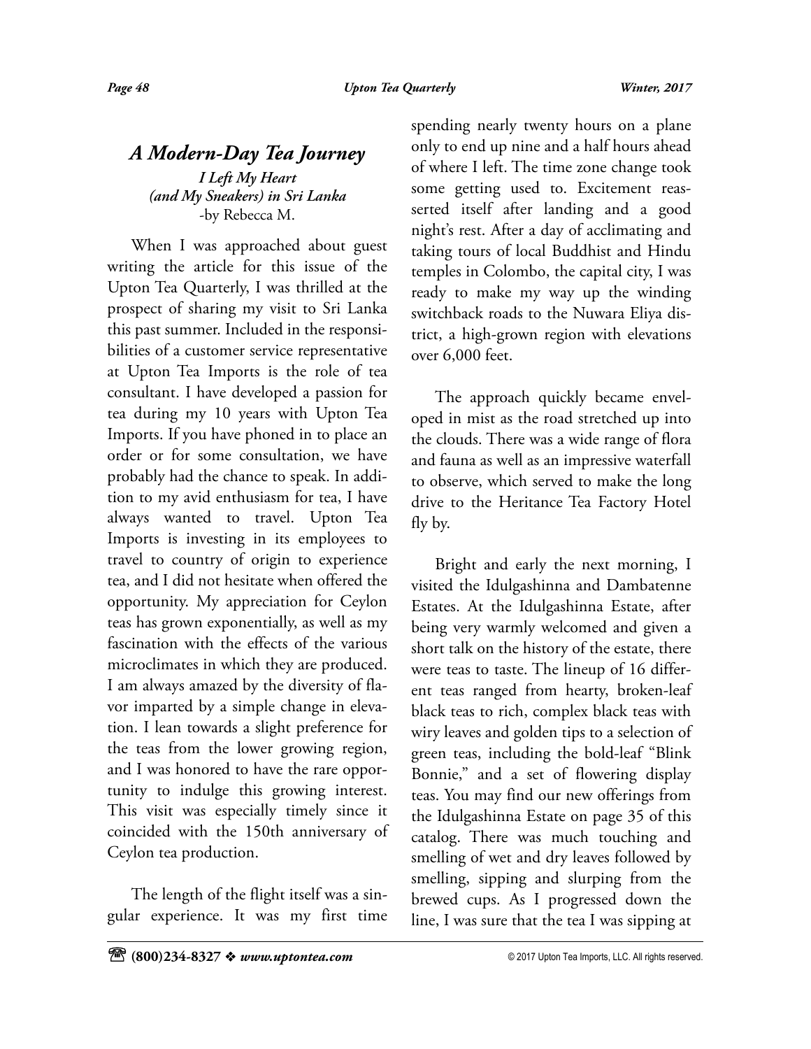## *A Modern-Day Tea Journey*

***I Left My Heart (and My Sneakers) in Sri Lanka***

-by Rebecca M.

When I was approached about guest writing the article for this issue of the Upton Tea Quarterly, I was thrilled at the prospect of sharing my visit to Sri Lanka this past summer. Included in the responsibilities of a customer service representative at Upton Tea Imports is the role of tea consultant. I have developed a passion for tea during my 10 years with Upton Tea Imports. If you have phoned in to place an order or for some consultation, we have probably had the chance to speak. In addition to my avid enthusiasm for tea, I have always wanted to travel. Upton Tea Imports is investing in its employees to travel to country of origin to experience tea, and I did not hesitate when offered the opportunity. My appreciation for Ceylon teas has grown exponentially, as well as my fascination with the effects of the various microclimates in which they are produced. I am always amazed by the diversity of flavor imparted by a simple change in elevation. I lean towards a slight preference for the teas from the lower growing region, and I was honored to have the rare opportunity to indulge this growing interest. This visit was especially timely since it coincided with the 150th anniversary of Ceylon tea production.

The length of the flight itself was a singular experience. It was my first time spending nearly twenty hours on a plane only to end up nine and a half hours ahead of where I left. The time zone change took some getting used to. Excitement reasserted itself after landing and a good night's rest. After a day of acclimating and taking tours of local Buddhist and Hindu temples in Colombo, the capital city, I was ready to make my way up the winding switchback roads to the Nuwara Eliya district, a high-grown region with elevations over 6,000 feet.

The approach quickly became enveloped in mist as the road stretched up into the clouds. There was a wide range of flora and fauna as well as an impressive waterfall to observe, which served to make the long drive to the Heritance Tea Factory Hotel fly by.

Bright and early the next morning, I visited the Idulgashinna and Dambatenne Estates. At the Idulgashinna Estate, after being very warmly welcomed and given a short talk on the history of the estate, there were teas to taste. The lineup of 16 different teas ranged from hearty, broken-leaf black teas to rich, complex black teas with wiry leaves and golden tips to a selection of green teas, including the bold-leaf "Blink Bonnie," and a set of flowering display teas. You may find our new offerings from the Idulgashinna Estate on page 35 of this catalog. There was much touching and smelling of wet and dry leaves followed by smelling, sipping and slurping from the brewed cups. As I progressed down the line, I was sure that the tea I was sipping at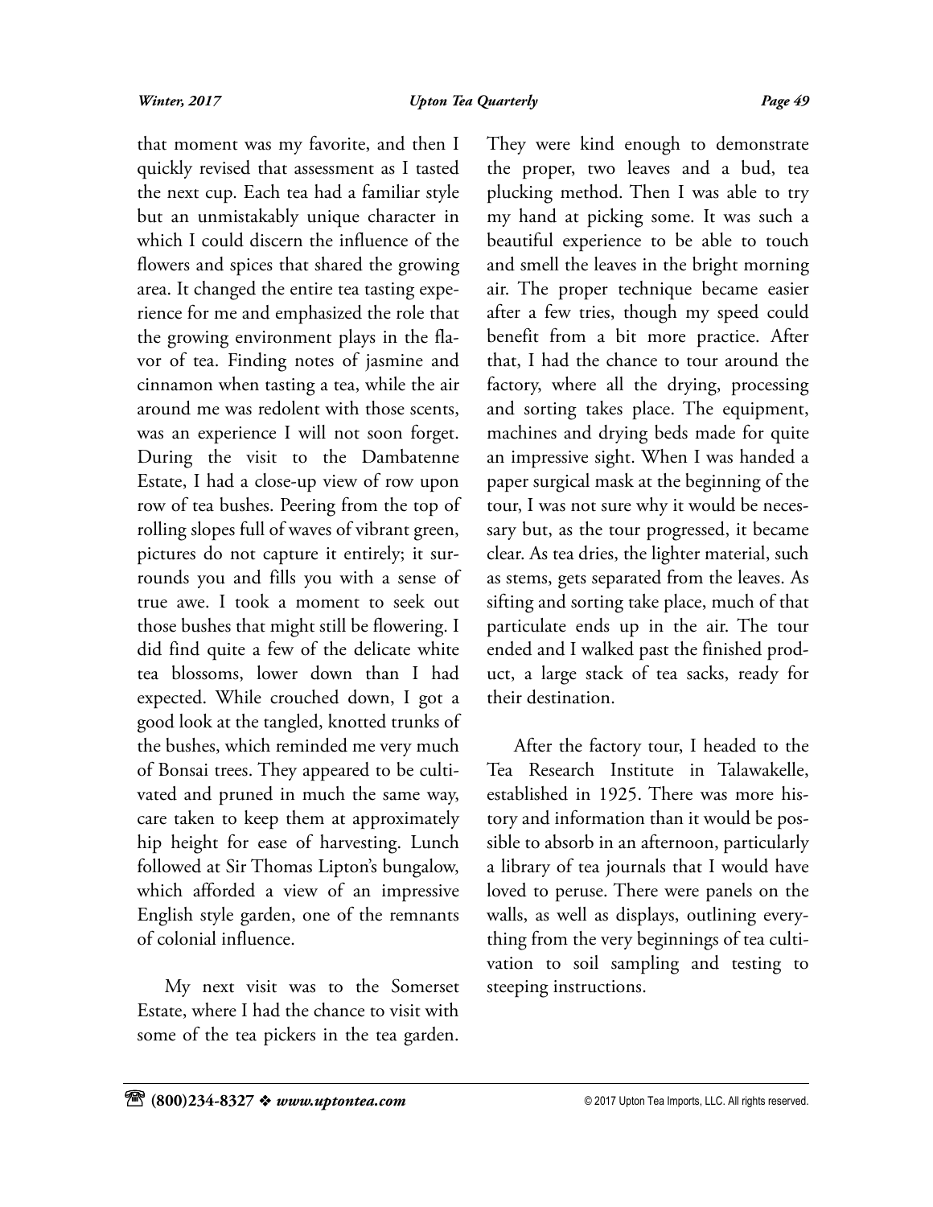that moment was my favorite, and then I quickly revised that assessment as I tasted the next cup. Each tea had a familiar style but an unmistakably unique character in which I could discern the influence of the flowers and spices that shared the growing area. It changed the entire tea tasting experience for me and emphasized the role that the growing environment plays in the flavor of tea. Finding notes of jasmine and cinnamon when tasting a tea, while the air around me was redolent with those scents, was an experience I will not soon forget. During the visit to the Dambatenne Estate, I had a close-up view of row upon row of tea bushes. Peering from the top of rolling slopes full of waves of vibrant green, pictures do not capture it entirely; it surrounds you and fills you with a sense of true awe. I took a moment to seek out those bushes that might still be flowering. I did find quite a few of the delicate white tea blossoms, lower down than I had expected. While crouched down, I got a good look at the tangled, knotted trunks of the bushes, which reminded me very much of Bonsai trees. They appeared to be cultivated and pruned in much the same way, care taken to keep them at approximately hip height for ease of harvesting. Lunch followed at Sir Thomas Lipton's bungalow, which afforded a view of an impressive English style garden, one of the remnants of colonial influence.

My next visit was to the Somerset Estate, where I had the chance to visit with some of the tea pickers in the tea garden. They were kind enough to demonstrate the proper, two leaves and a bud, tea plucking method. Then I was able to try my hand at picking some. It was such a beautiful experience to be able to touch and smell the leaves in the bright morning air. The proper technique became easier after a few tries, though my speed could benefit from a bit more practice. After that, I had the chance to tour around the factory, where all the drying, processing and sorting takes place. The equipment, machines and drying beds made for quite an impressive sight. When I was handed a paper surgical mask at the beginning of the tour, I was not sure why it would be necessary but, as the tour progressed, it became clear. As tea dries, the lighter material, such as stems, gets separated from the leaves. As sifting and sorting take place, much of that particulate ends up in the air. The tour ended and I walked past the finished product, a large stack of tea sacks, ready for their destination.

After the factory tour, I headed to the Tea Research Institute in Talawakelle, established in 1925. There was more history and information than it would be possible to absorb in an afternoon, particularly a library of tea journals that I would have loved to peruse. There were panels on the walls, as well as displays, outlining everything from the very beginnings of tea cultivation to soil sampling and testing to steeping instructions.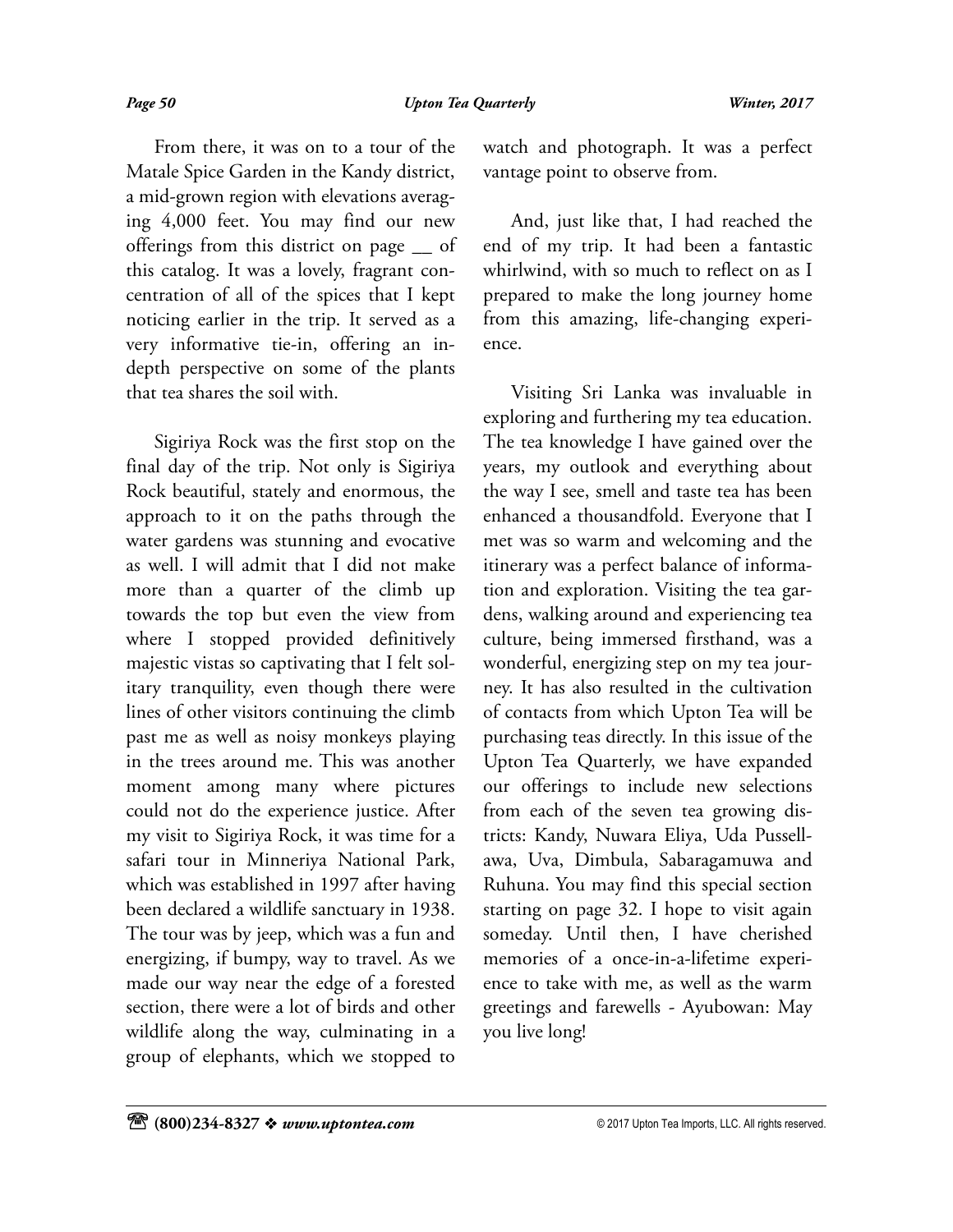From there, it was on to a tour of the Matale Spice Garden in the Kandy district, a mid-grown region with elevations averaging 4,000 feet. You may find our new offerings from this district on page __ of this catalog. It was a lovely, fragrant concentration of all of the spices that I kept noticing earlier in the trip. It served as a very informative tie-in, offering an in-depth perspective on some of the plants that tea shares the soil with.

Sigiriya Rock was the first stop on the final day of the trip. Not only is Sigiriya Rock beautiful, stately and enormous, the approach to it on the paths through the water gardens was stunning and evocative as well. I will admit that I did not make more than a quarter of the climb up towards the top but even the view from where I stopped provided definitively majestic vistas so captivating that I felt solitary tranquility, even though there were lines of other visitors continuing the climb past me as well as noisy monkeys playing in the trees around me. This was another moment among many where pictures could not do the experience justice. After my visit to Sigiriya Rock, it was time for a safari tour in Minneriya National Park, which was established in 1997 after having been declared a wildlife sanctuary in 1938. The tour was by jeep, which was a fun and energizing, if bumpy, way to travel. As we made our way near the edge of a forested section, there were a lot of birds and other wildlife along the way, culminating in a group of elephants, which we stopped to watch and photograph. It was a perfect vantage point to observe from.

And, just like that, I had reached the end of my trip. It had been a fantastic whirlwind, with so much to reflect on as I prepared to make the long journey home from this amazing, life-changing experience.

Visiting Sri Lanka was invaluable in exploring and furthering my tea education. The tea knowledge I have gained over the years, my outlook and everything about the way I see, smell and taste tea has been enhanced a thousandfold. Everyone that I met was so warm and welcoming and the itinerary was a perfect balance of information and exploration. Visiting the tea gardens, walking around and experiencing tea culture, being immersed firsthand, was a wonderful, energizing step on my tea journey. It has also resulted in the cultivation of contacts from which Upton Tea will be purchasing teas directly. In this issue of the Upton Tea Quarterly, we have expanded our offerings to include new selections from each of the seven tea growing districts: Kandy, Nuwara Eliya, Uda Pussellawa, Uva, Dimbula, Sabaragamuwa and Ruhuna. You may find this special section starting on page 32. I hope to visit again someday. Until then, I have cherished memories of a once-in-a-lifetime experience to take with me, as well as the warm greetings and farewells - Ayubowan: May you live long!